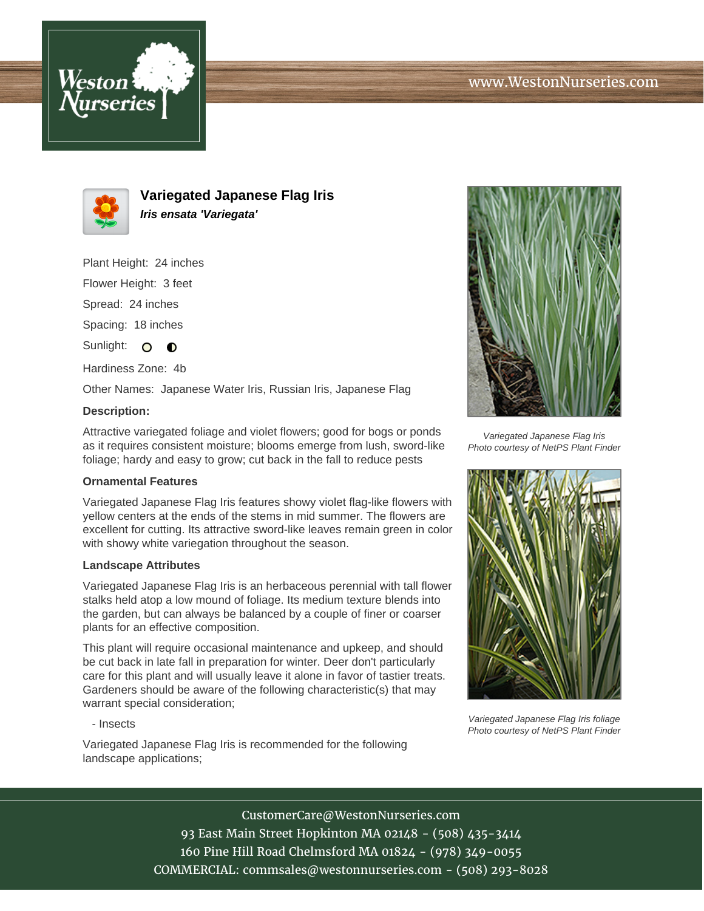# Variegated Japanese Flag Iris

***Iris ensata 'Variegata'***

Plant Height: 24 inches

Flower Height: 3 feet

Spread: 24 inches

Spacing: 18 inches

Sunlight:

Hardiness Zone: 4b

Other Names: Japanese Water Iris, Russian Iris, Japanese Flag

**Description:**

Attractive variegated foliage and violet flowers; good for bogs or ponds as it requires consistent moisture; blooms emerge from lush, sword-like foliage; hardy and easy to grow; cut back in the fall to reduce pests

### Ornamental Features

Variegated Japanese Flag Iris features showy violet flag-like flowers with yellow centers at the ends of the stems in mid summer. The flowers are excellent for cutting. Its attractive sword-like leaves remain green in color with showy white variegation throughout the season.

### Landscape Attributes

Variegated Japanese Flag Iris is an herbaceous perennial with tall flower stalks held atop a low mound of foliage. Its medium texture blends into the garden, but can always be balanced by a couple of finer or coarser plants for an effective composition.

This plant will require occasional maintenance and upkeep, and should be cut back in late fall in preparation for winter. Deer don't particularly care for this plant and will usually leave it alone in favor of tastier treats. Gardeners should be aware of the following characteristic(s) that may warrant special consideration;

- Insects

Variegated Japanese Flag Iris is recommended for the following landscape applications;

*Variegated Japanese Flag Iris*
*Photo courtesy of NetPS Plant Finder*

*Variegated Japanese Flag Iris foliage*
*Photo courtesy of NetPS Plant Finder*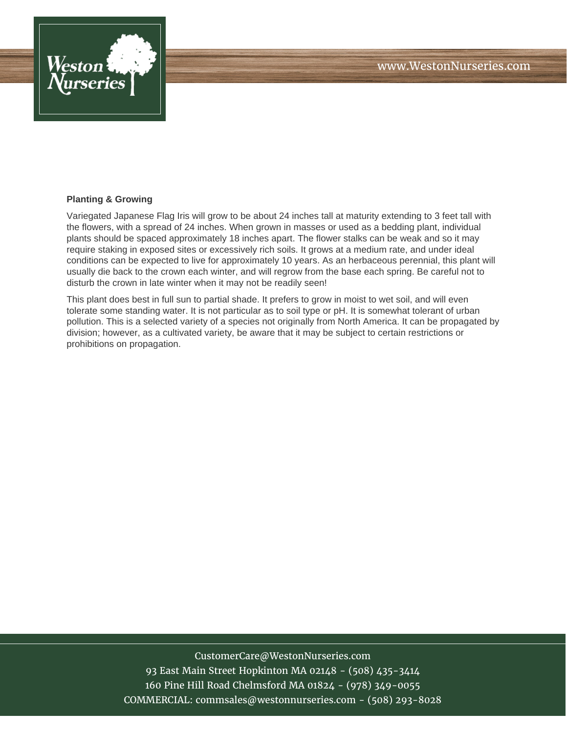**Planting & Growing**

Variegated Japanese Flag Iris will grow to be about 24 inches tall at maturity extending to 3 feet tall with the flowers, with a spread of 24 inches. When grown in masses or used as a bedding plant, individual plants should be spaced approximately 18 inches apart. The flower stalks can be weak and so it may require staking in exposed sites or excessively rich soils. It grows at a medium rate, and under ideal conditions can be expected to live for approximately 10 years. As an herbaceous perennial, this plant will usually die back to the crown each winter, and will regrow from the base each spring. Be careful not to disturb the crown in late winter when it may not be readily seen!

This plant does best in full sun to partial shade. It prefers to grow in moist to wet soil, and will even tolerate some standing water. It is not particular as to soil type or pH. It is somewhat tolerant of urban pollution. This is a selected variety of a species not originally from North America. It can be propagated by division; however, as a cultivated variety, be aware that it may be subject to certain restrictions or prohibitions on propagation.